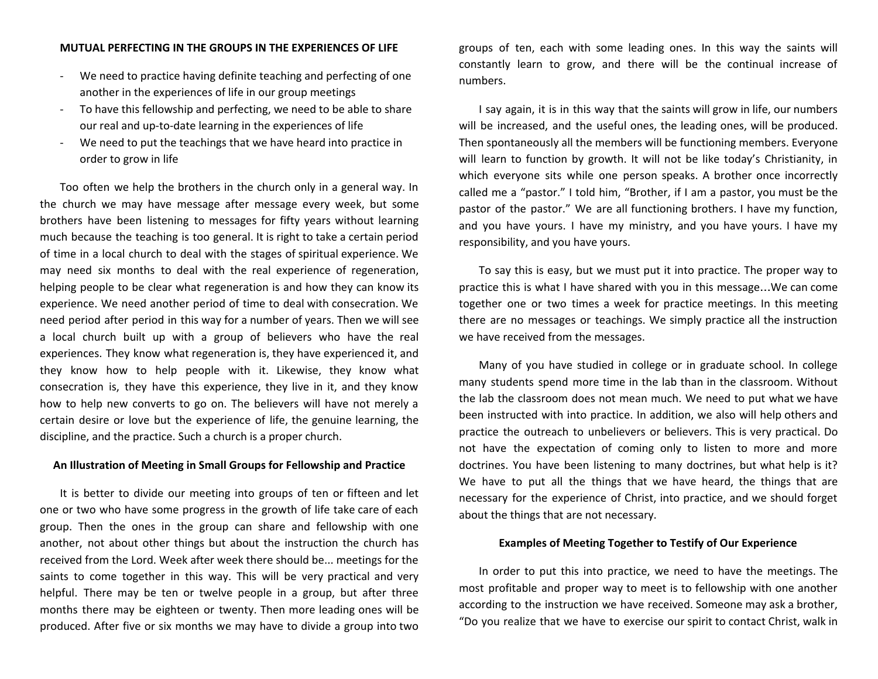**MUTUAL PERFECTING IN THE GROUPS IN THE EXPERIENCES OF LIFE**

- We need to practice having definite teaching and perfecting of one another in the experiences of life in our group meetings
- To have this fellowship and perfecting, we need to be able to share our real and up-to-date learning in the experiences of life
- We need to put the teachings that we have heard into practice in order to grow in life

Too often we help the brothers in the church only in a general way. In the church we may have message after message every week, but some brothers have been listening to messages for fifty years without learning much because the teaching is too general. It is right to take a certain period of time in a local church to deal with the stages of spiritual experience. We may need six months to deal with the real experience of regeneration, helping people to be clear what regeneration is and how they can know its experience. We need another period of time to deal with consecration. We need period after period in this way for a number of years. Then we will see a local church built up with a group of believers who have the real experiences. They know what regeneration is, they have experienced it, and they know how to help people with it. Likewise, they know what consecration is, they have this experience, they live in it, and they know how to help new converts to go on. The believers will have not merely a certain desire or love but the experience of life, the genuine learning, the discipline, and the practice. Such a church is a proper church.

**An Illustration of Meeting in Small Groups for Fellowship and Practice**

It is better to divide our meeting into groups of ten or fifteen and let one or two who have some progress in the growth of life take care of each group. Then the ones in the group can share and fellowship with one another, not about other things but about the instruction the church has received from the Lord. Week after week there should be... meetings for the saints to come together in this way. This will be very practical and very helpful. There may be ten or twelve people in a group, but after three months there may be eighteen or twenty. Then more leading ones will be produced. After five or six months we may have to divide a group into two groups of ten, each with some leading ones. In this way the saints will constantly learn to grow, and there will be the continual increase of numbers.

I say again, it is in this way that the saints will grow in life, our numbers will be increased, and the useful ones, the leading ones, will be produced. Then spontaneously all the members will be functioning members. Everyone will learn to function by growth. It will not be like today's Christianity, in which everyone sits while one person speaks. A brother once incorrectly called me a "pastor." I told him, "Brother, if I am a pastor, you must be the pastor of the pastor." We are all functioning brothers. I have my function, and you have yours. I have my ministry, and you have yours. I have my responsibility, and you have yours.

To say this is easy, but we must put it into practice. The proper way to practice this is what I have shared with you in this message...We can come together one or two times a week for practice meetings. In this meeting there are no messages or teachings. We simply practice all the instruction we have received from the messages.

Many of you have studied in college or in graduate school. In college many students spend more time in the lab than in the classroom. Without the lab the classroom does not mean much. We need to put what we have been instructed with into practice. In addition, we also will help others and practice the outreach to unbelievers or believers. This is very practical. Do not have the expectation of coming only to listen to more and more doctrines. You have been listening to many doctrines, but what help is it? We have to put all the things that we have heard, the things that are necessary for the experience of Christ, into practice, and we should forget about the things that are not necessary.

**Examples of Meeting Together to Testify of Our Experience**

In order to put this into practice, we need to have the meetings. The most profitable and proper way to meet is to fellowship with one another according to the instruction we have received. Someone may ask a brother, "Do you realize that we have to exercise our spirit to contact Christ, walk in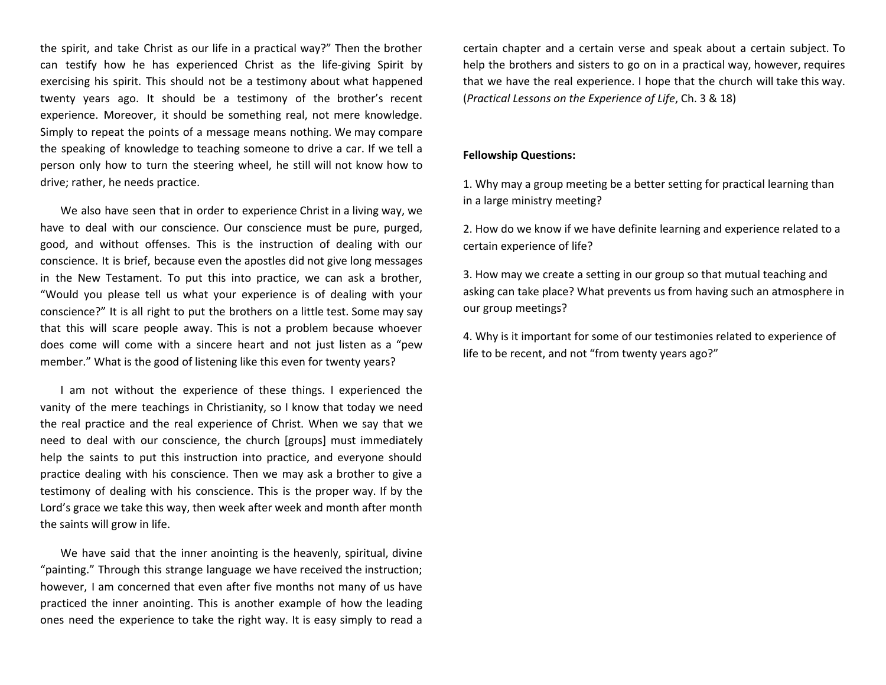the spirit, and take Christ as our life in a practical way?" Then the brother can testify how he has experienced Christ as the life-giving Spirit by exercising his spirit. This should not be a testimony about what happened twenty years ago. It should be a testimony of the brother's recent experience. Moreover, it should be something real, not mere knowledge. Simply to repeat the points of a message means nothing. We may compare the speaking of knowledge to teaching someone to drive a car. If we tell a person only how to turn the steering wheel, he still will not know how to drive; rather, he needs practice.

We also have seen that in order to experience Christ in a living way, we have to deal with our conscience. Our conscience must be pure, purged, good, and without offenses. This is the instruction of dealing with our conscience. It is brief, because even the apostles did not give long messages in the New Testament. To put this into practice, we can ask a brother, "Would you please tell us what your experience is of dealing with your conscience?" It is all right to put the brothers on a little test. Some may say that this will scare people away. This is not a problem because whoever does come will come with a sincere heart and not just listen as a "pew member." What is the good of listening like this even for twenty years?

I am not without the experience of these things. I experienced the vanity of the mere teachings in Christianity, so I know that today we need the real practice and the real experience of Christ. When we say that we need to deal with our conscience, the church [groups] must immediately help the saints to put this instruction into practice, and everyone should practice dealing with his conscience. Then we may ask a brother to give a testimony of dealing with his conscience. This is the proper way. If by the Lord's grace we take this way, then week after week and month after month the saints will grow in life.

We have said that the inner anointing is the heavenly, spiritual, divine "painting." Through this strange language we have received the instruction; however, I am concerned that even after five months not many of us have practiced the inner anointing. This is another example of how the leading ones need the experience to take the right way. It is easy simply to read a certain chapter and a certain verse and speak about a certain subject. To help the brothers and sisters to go on in a practical way, however, requires that we have the real experience. I hope that the church will take this way. (*Practical Lessons on the Experience of Life*, Ch. 3 & 18)

**Fellowship Questions:**

1. Why may a group meeting be a better setting for practical learning than in a large ministry meeting?

2. How do we know if we have definite learning and experience related to a certain experience of life?

3. How may we create a setting in our group so that mutual teaching and asking can take place? What prevents us from having such an atmosphere in our group meetings?

4. Why is it important for some of our testimonies related to experience of life to be recent, and not "from twenty years ago?"